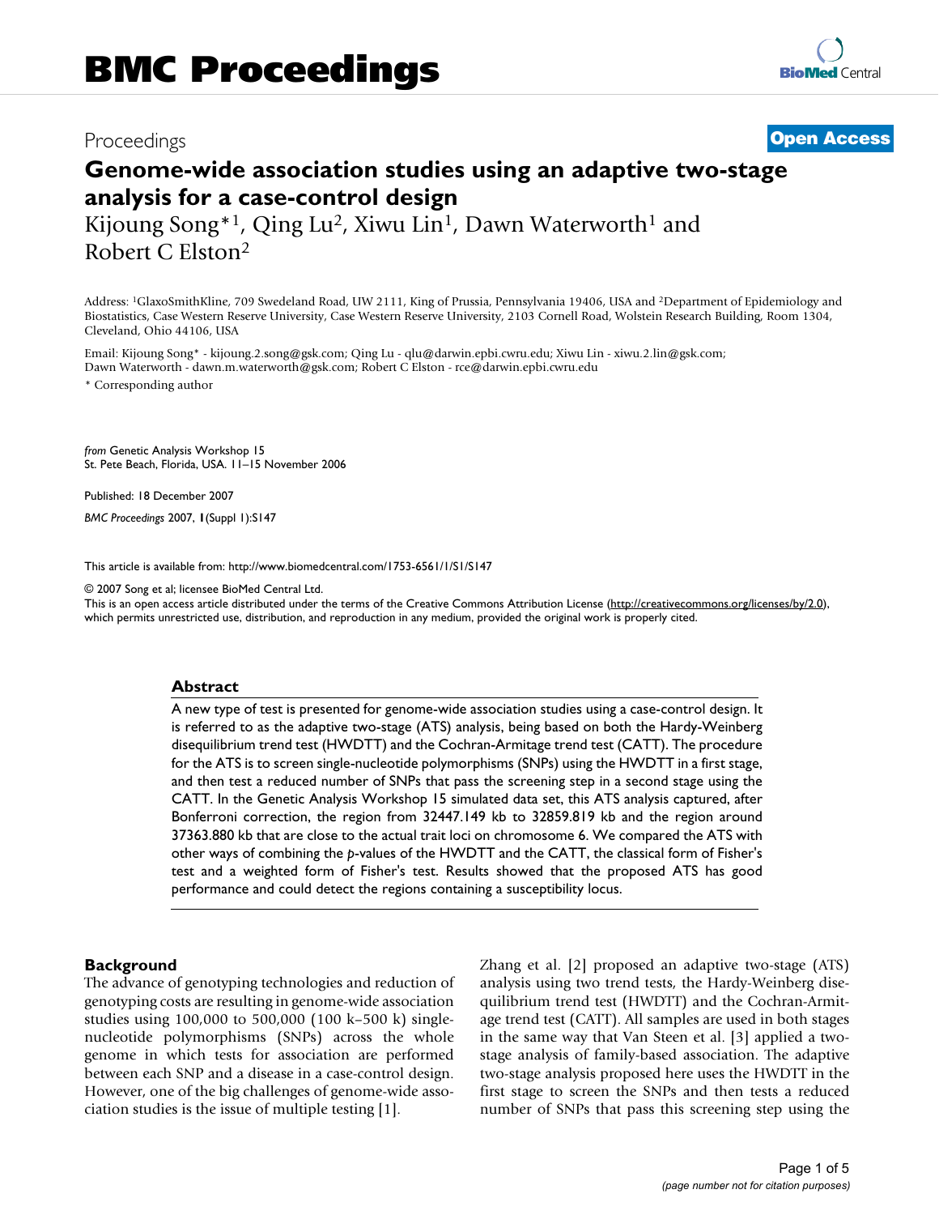# Genome-wide association studies using an adaptive two-stage analysis for a case-control design

Kijoung Song*[1], Qing Lu[2], Xiwu Lin[1], Dawn Waterworth[1] and Robert C Elston[2]

Address: [1]GlaxoSmithKline, 709 Swedeland Road, UW 2111, King of Prussia, Pennsylvania 19406, USA and [2]Department of Epidemiology and Biostatistics, Case Western Reserve University, Case Western Reserve University, 2103 Cornell Road, Wolstein Research Building, Room 1304, Cleveland, Ohio 44106, USA

Email: Kijoung Song* - kijoung.2.song@gsk.com; Qing Lu - qlu@darwin.epbi.cwru.edu; Xiwu Lin - xiwu.2.lin@gsk.com; Dawn Waterworth - dawn.m.waterworth@gsk.com; Robert C Elston - rce@darwin.epbi.cwru.edu

* Corresponding author

*from* Genetic Analysis Workshop 15
St. Pete Beach, Florida, USA. 11–15 November 2006

Published: 18 December 2007

*BMC Proceedings* 2007, **1**(Suppl 1):S147

This article is available from: http://www.biomedcentral.com/1753-6561/1/S1/S147

© 2007 Song et al; licensee BioMed Central Ltd.
This is an open access article distributed under the terms of the Creative Commons Attribution License (http://creativecommons.org/licenses/by/2.0), which permits unrestricted use, distribution, and reproduction in any medium, provided the original work is properly cited.

## Abstract

A new type of test is presented for genome-wide association studies using a case-control design. It is referred to as the adaptive two-stage (ATS) analysis, being based on both the Hardy-Weinberg disequilibrium trend test (HWDTT) and the Cochran-Armitage trend test (CATT). The procedure for the ATS is to screen single-nucleotide polymorphisms (SNPs) using the HWDTT in a first stage, and then test a reduced number of SNPs that pass the screening step in a second stage using the CATT. In the Genetic Analysis Workshop 15 simulated data set, this ATS analysis captured, after Bonferroni correction, the region from 32447.149 kb to 32859.819 kb and the region around 37363.880 kb that are close to the actual trait loci on chromosome 6. We compared the ATS with other ways of combining the *p*-values of the HWDTT and the CATT, the classical form of Fisher's test and a weighted form of Fisher's test. Results showed that the proposed ATS has good performance and could detect the regions containing a susceptibility locus.

## Background

The advance of genotyping technologies and reduction of genotyping costs are resulting in genome-wide association studies using 100,000 to 500,000 (100 k–500 k) single-nucleotide polymorphisms (SNPs) across the whole genome in which tests for association are performed between each SNP and a disease in a case-control design. However, one of the big challenges of genome-wide association studies is the issue of multiple testing [1].

Zhang et al. [2] proposed an adaptive two-stage (ATS) analysis using two trend tests, the Hardy-Weinberg disequilibrium trend test (HWDTT) and the Cochran-Armitage trend test (CATT). All samples are used in both stages in the same way that Van Steen et al. [3] applied a two-stage analysis of family-based association. The adaptive two-stage analysis proposed here uses the HWDTT in the first stage to screen the SNPs and then tests a reduced number of SNPs that pass this screening step using the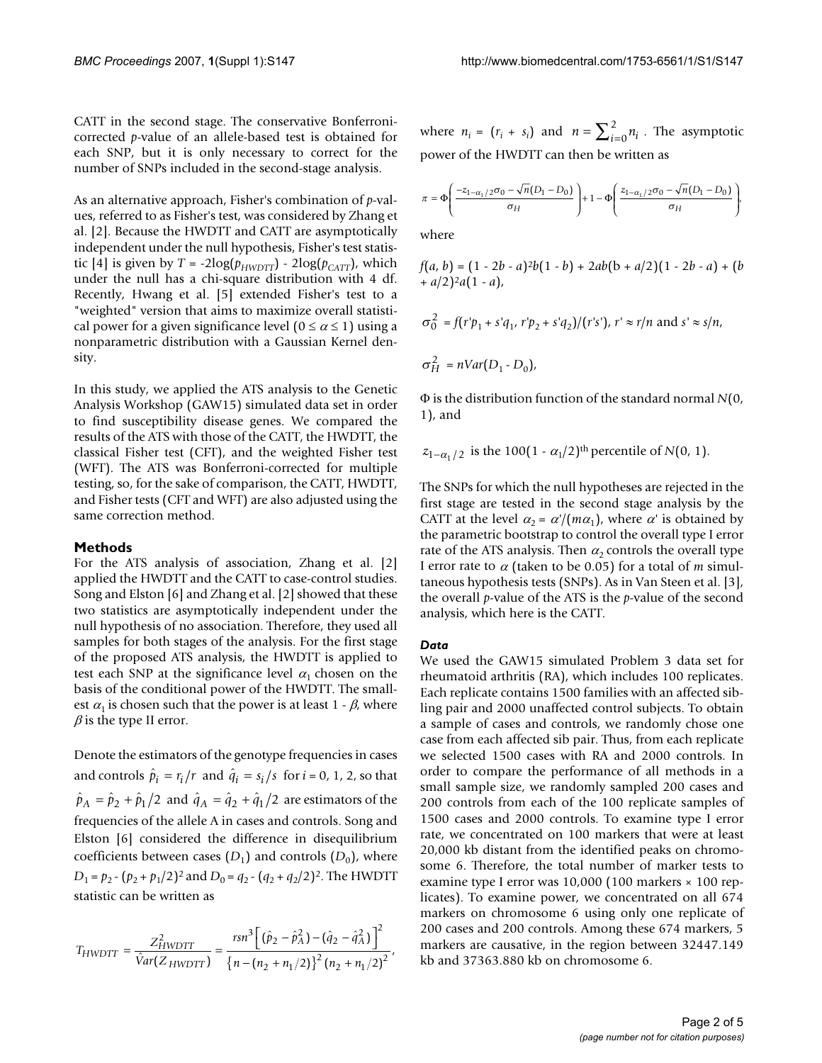CATT in the second stage. The conservative Bonferroni-corrected *p*-value of an allele-based test is obtained for each SNP, but it is only necessary to correct for the number of SNPs included in the second-stage analysis.

As an alternative approach, Fisher's combination of *p*-values, referred to as Fisher's test, was considered by Zhang et al. [2]. Because the HWDTT and CATT are asymptotically independent under the null hypothesis, Fisher's test statistic [4] is given by $T = -2\log(p_{HWDTT}) - 2\log(p_{CATT})$, which under the null has a chi-square distribution with 4 df. Recently, Hwang et al. [5] extended Fisher's test to a "weighted" version that aims to maximize overall statistical power for a given significance level ($0 \le \alpha \le 1$) using a nonparametric distribution with a Gaussian Kernel density.

In this study, we applied the ATS analysis to the Genetic Analysis Workshop (GAW15) simulated data set in order to find susceptibility disease genes. We compared the results of the ATS with those of the CATT, the HWDTT, the classical Fisher test (CFT), and the weighted Fisher test (WFT). The ATS was Bonferroni-corrected for multiple testing, so, for the sake of comparison, the CATT, HWDTT, and Fisher tests (CFT and WFT) are also adjusted using the same correction method.

## Methods

For the ATS analysis of association, Zhang et al. [2] applied the HWDTT and the CATT to case-control studies. Song and Elston [6] and Zhang et al. [2] showed that these two statistics are asymptotically independent under the null hypothesis of no association. Therefore, they used all samples for both stages of the analysis. For the first stage of the proposed ATS analysis, the HWDTT is applied to test each SNP at the significance level $\alpha_1$ chosen on the basis of the conditional power of the HWDTT. The smallest $\alpha_1$ is chosen such that the power is at least $1 - \beta$, where $\beta$ is the type II error.

Denote the estimators of the genotype frequencies in cases and controls $\hat{p}_i = r_i/r$ and $\hat{q}_i = s_i/s$ for $i = 0, 1, 2$, so that $\hat{p}_A = \hat{p}_2 + \hat{p}_1/2$ and $\hat{q}_A = \hat{q}_2 + \hat{q}_1/2$ are estimators of the frequencies of the allele A in cases and controls. Song and Elston [6] considered the difference in disequilibrium coefficients between cases ($D_1$) and controls ($D_0$), where $D_1 = p_2 - (p_2 + p_1/2)^2$ and $D_0 = q_2 - (q_2 + q_2/2)^2$. The HWDTT statistic can be written as

$$T_{HWDTT} = \frac{Z_{HWDTT}^2}{\hat{V}ar(Z_{HWDTT})} = \frac{rsn^3\left[(\hat{p}_2 - \hat{p}_A^2) - (\hat{q}_2 - \hat{q}_A^2)\right]^2}{\{n - (n_2 + n_1/2)\}^2 (n_2 + n_1/2)^2},$$

where $n_i = (r_i + s_i)$ and $n = \sum_{i=0}^{2} n_i$. The asymptotic power of the HWDTT can then be written as

$$\pi = \Phi\left(\frac{-z_{1-\alpha_1/2}\sigma_0 - \sqrt{n}(D_1 - D_0)}{\sigma_H}\right) + 1 - \Phi\left(\frac{z_{1-\alpha_1/2}\sigma_0 - \sqrt{n}(D_1 - D_0)}{\sigma_H}\right),$$

where

$$f(a, b) = (1 - 2b - a)^2 b(1 - b) + 2ab(b + a/2)(1 - 2b - a) + (b + a/2)^2 a(1 - a),$$

$$\sigma_0^2 = f(r'p_1 + s'q_1, r'p_2 + s'q_2)/(r's'),\ r' \approx r/n \text{ and } s' \approx s/n,$$

$$\sigma_H^2 = nVar(D_1 - D_0),$$

$\Phi$ is the distribution function of the standard normal $N(0, 1)$, and

$z_{1-\alpha_1/2}$ is the $100(1 - \alpha_1/2)^{\text{th}}$ percentile of $N(0, 1)$.

The SNPs for which the null hypotheses are rejected in the first stage are tested in the second stage analysis by the CATT at the level $\alpha_2 = \alpha'/(m\alpha_1)$, where $\alpha'$ is obtained by the parametric bootstrap to control the overall type I error rate of the ATS analysis. Then $\alpha_2$ controls the overall type I error rate to $\alpha$ (taken to be 0.05) for a total of $m$ simultaneous hypothesis tests (SNPs). As in Van Steen et al. [3], the overall *p*-value of the ATS is the *p*-value of the second analysis, which here is the CATT.

### Data

We used the GAW15 simulated Problem 3 data set for rheumatoid arthritis (RA), which includes 100 replicates. Each replicate contains 1500 families with an affected sibling pair and 2000 unaffected control subjects. To obtain a sample of cases and controls, we randomly chose one case from each affected sib pair. Thus, from each replicate we selected 1500 cases with RA and 2000 controls. In order to compare the performance of all methods in a small sample size, we randomly sampled 200 cases and 200 controls from each of the 100 replicate samples of 1500 cases and 2000 controls. To examine type I error rate, we concentrated on 100 markers that were at least 20,000 kb distant from the identified peaks on chromosome 6. Therefore, the total number of marker tests to examine type I error was 10,000 (100 markers × 100 replicates). To examine power, we concentrated on all 674 markers on chromosome 6 using only one replicate of 200 cases and 200 controls. Among these 674 markers, 5 markers are causative, in the region between 32447.149 kb and 37363.880 kb on chromosome 6.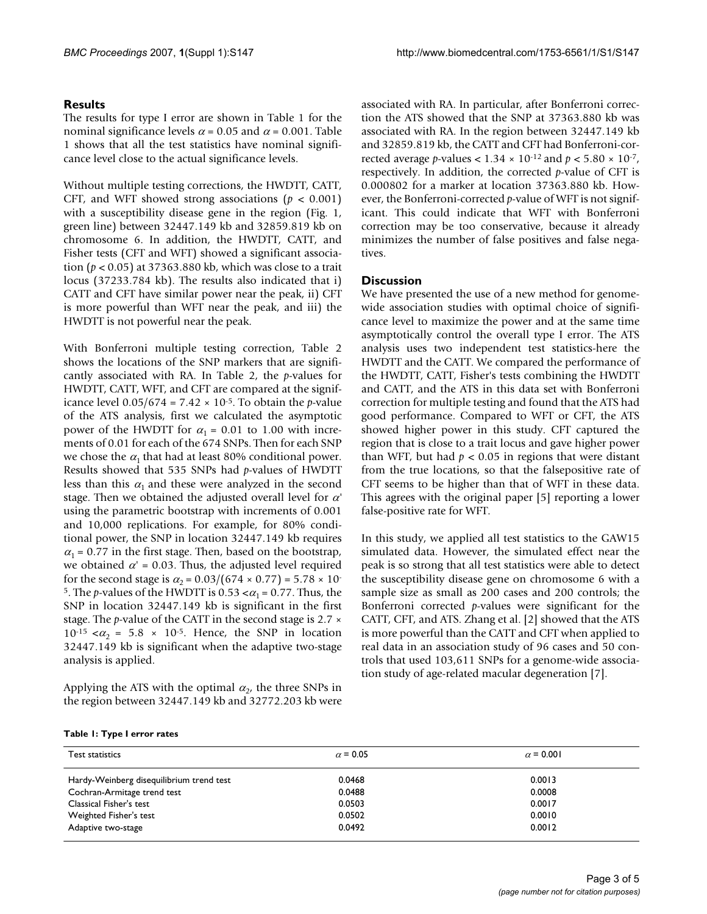## Results

The results for type I error are shown in Table 1 for the nominal significance levels $\alpha = 0.05$ and $\alpha = 0.001$. Table 1 shows that all the test statistics have nominal significance level close to the actual significance levels.

Without multiple testing corrections, the HWDTT, CATT, CFT, and WFT showed strong associations ($p < 0.001$) with a susceptibility disease gene in the region (Fig. 1, green line) between 32447.149 kb and 32859.819 kb on chromosome 6. In addition, the HWDTT, CATT, and Fisher tests (CFT and WFT) showed a significant association ($p < 0.05$) at 37363.880 kb, which was close to a trait locus (37233.784 kb). The results also indicated that i) CATT and CFT have similar power near the peak, ii) CFT is more powerful than WFT near the peak, and iii) the HWDTT is not powerful near the peak.

With Bonferroni multiple testing correction, Table 2 shows the locations of the SNP markers that are significantly associated with RA. In Table 2, the *p*-values for HWDTT, CATT, WFT, and CFT are compared at the significance level $0.05/674 = 7.42 \times 10^{-5}$. To obtain the *p*-value of the ATS analysis, first we calculated the asymptotic power of the HWDTT for $\alpha_1 = 0.01$ to 1.00 with increments of 0.01 for each of the 674 SNPs. Then for each SNP we chose the $\alpha_1$ that had at least 80% conditional power. Results showed that 535 SNPs had *p*-values of HWDTT less than this $\alpha_1$ and these were analyzed in the second stage. Then we obtained the adjusted overall level for $\alpha'$ using the parametric bootstrap with increments of 0.001 and 10,000 replications. For example, for 80% conditional power, the SNP in location 32447.149 kb requires $\alpha_1 = 0.77$ in the first stage. Then, based on the bootstrap, we obtained $\alpha' = 0.03$. Thus, the adjusted level required for the second stage is $\alpha_2 = 0.03/(674 \times 0.77) = 5.78 \times 10^{-5}$. The *p*-values of the HWDTT is $0.53 < \alpha_1 = 0.77$. Thus, the SNP in location 32447.149 kb is significant in the first stage. The *p*-value of the CATT in the second stage is $2.7 \times 10^{-15} < \alpha_2 = 5.8 \times 10^{-5}$. Hence, the SNP in location 32447.149 kb is significant when the adaptive two-stage analysis is applied.

Applying the ATS with the optimal $\alpha_2$, the three SNPs in the region between 32447.149 kb and 32772.203 kb were associated with RA. In particular, after Bonferroni correction the ATS showed that the SNP at 37363.880 kb was associated with RA. In the region between 32447.149 kb and 32859.819 kb, the CATT and CFT had Bonferroni-corrected average *p*-values $< 1.34 \times 10^{-12}$ and $p < 5.80 \times 10^{-7}$, respectively. In addition, the corrected *p*-value of CFT is 0.000802 for a marker at location 37363.880 kb. However, the Bonferroni-corrected *p*-value of WFT is not significant. This could indicate that WFT with Bonferroni correction may be too conservative, because it already minimizes the number of false positives and false negatives.

## Discussion

We have presented the use of a new method for genome-wide association studies with optimal choice of significance level to maximize the power and at the same time asymptotically control the overall type I error. The ATS analysis uses two independent test statistics-here the HWDTT and the CATT. We compared the performance of the HWDTT, CATT, Fisher's tests combining the HWDTT and CATT, and the ATS in this data set with Bonferroni correction for multiple testing and found that the ATS had good performance. Compared to WFT or CFT, the ATS showed higher power in this study. CFT captured the region that is close to a trait locus and gave higher power than WFT, but had $p < 0.05$ in regions that were distant from the true locations, so that the falsepositive rate of CFT seems to be higher than that of WFT in these data. This agrees with the original paper [5] reporting a lower false-positive rate for WFT.

In this study, we applied all test statistics to the GAW15 simulated data. However, the simulated effect near the peak is so strong that all test statistics were able to detect the susceptibility disease gene on chromosome 6 with a sample size as small as 200 cases and 200 controls; the Bonferroni corrected *p*-values were significant for the CATT, CFT, and ATS. Zhang et al. [2] showed that the ATS is more powerful than the CATT and CFT when applied to real data in an association study of 96 cases and 50 controls that used 103,611 SNPs for a genome-wide association study of age-related macular degeneration [7].

**Table 1: Type I error rates**

| Test statistics | $\alpha = 0.05$ | $\alpha = 0.001$ |
|---|---|---|
| Hardy-Weinberg disequilibrium trend test | 0.0468 | 0.0013 |
| Cochran-Armitage trend test | 0.0488 | 0.0008 |
| Classical Fisher's test | 0.0503 | 0.0017 |
| Weighted Fisher's test | 0.0502 | 0.0010 |
| Adaptive two-stage | 0.0492 | 0.0012 |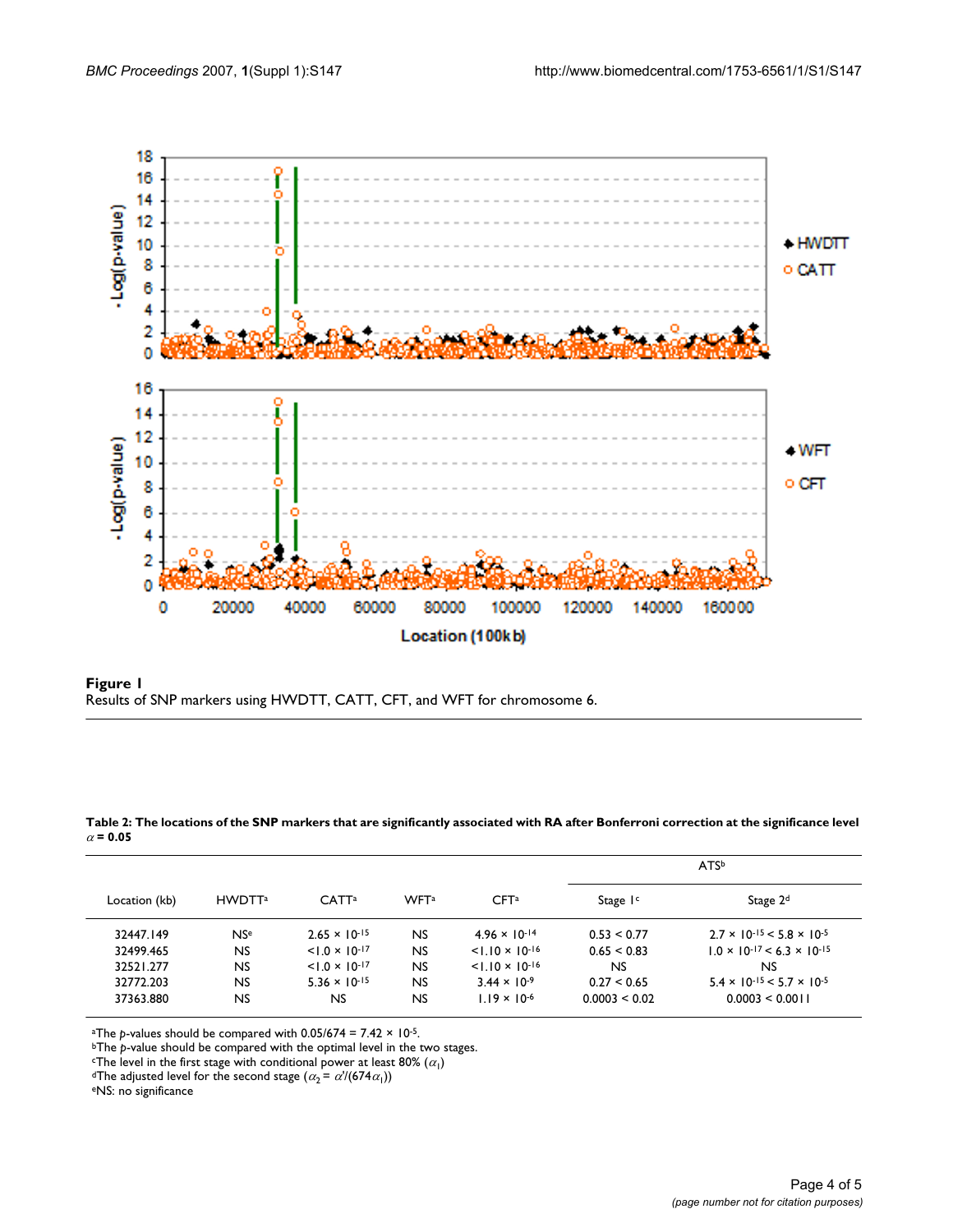**Figure 1**
Results of SNP markers using HWDTT, CATT, CFT, and WFT for chromosome 6.

**Table 2: The locations of the SNP markers that are significantly associated with RA after Bonferroni correction at the significance level $\alpha = 0.05$**

| Location (kb) | HWDTT[a] | CATT[a] | WFT[a] | CFT[a] | ATS[b] | |
|---|---|---|---|---|---|---|
| | | | | | Stage 1[c] | Stage 2[d] |
| 32447.149 | NS[e] | $2.65 \times 10^{-15}$ | NS | $4.96 \times 10^{-14}$ | $0.53 < 0.77$ | $2.7 \times 10^{-15} < 5.8 \times 10^{-5}$ |
| 32499.465 | NS | $<1.0 \times 10^{-17}$ | NS | $<1.10 \times 10^{-16}$ | $0.65 < 0.83$ | $1.0 \times 10^{-17} < 6.3 \times 10^{-15}$ |
| 32521.277 | NS | $<1.0 \times 10^{-17}$ | NS | $<1.10 \times 10^{-16}$ | NS | NS |
| 32772.203 | NS | $5.36 \times 10^{-15}$ | NS | $3.44 \times 10^{-9}$ | $0.27 < 0.65$ | $5.4 \times 10^{-15} < 5.7 \times 10^{-5}$ |
| 37363.880 | NS | NS | NS | $1.19 \times 10^{-6}$ | $0.0003 < 0.02$ | $0.0003 < 0.0011$ |

[a]The *p*-values should be compared with $0.05/674 = 7.42 \times 10^{-5}$.
[b]The *p*-value should be compared with the optimal level in the two stages.
[c]The level in the first stage with conditional power at least 80% ($\alpha_1$)
[d]The adjusted level for the second stage ($\alpha_2 = \alpha'/(674\alpha_1)$)
[e]NS: no significance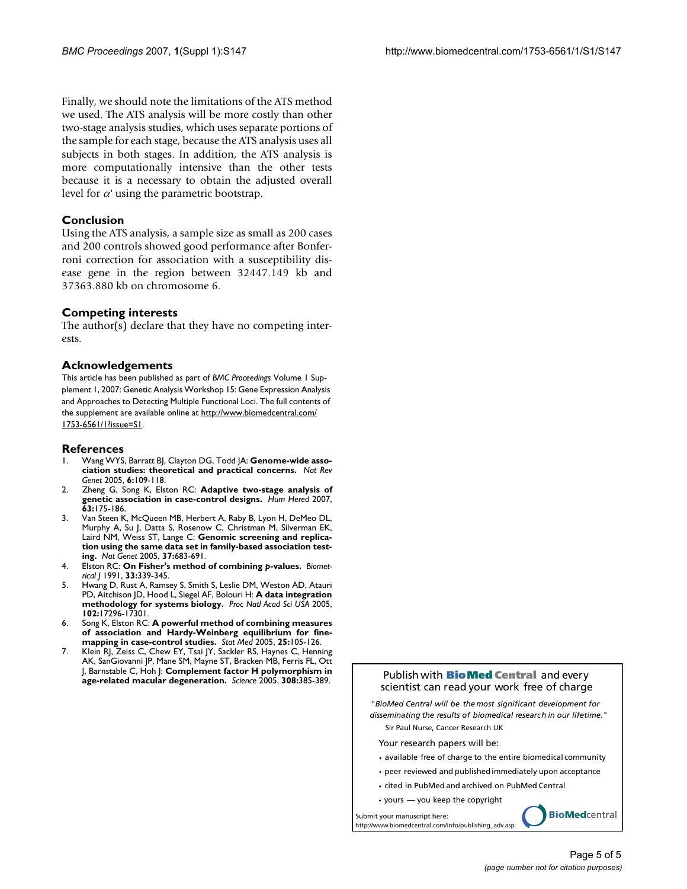Finally, we should note the limitations of the ATS method we used. The ATS analysis will be more costly than other two-stage analysis studies, which uses separate portions of the sample for each stage, because the ATS analysis uses all subjects in both stages. In addition, the ATS analysis is more computationally intensive than the other tests because it is a necessary to obtain the adjusted overall level for $\alpha'$ using the parametric bootstrap.

## Conclusion

Using the ATS analysis, a sample size as small as 200 cases and 200 controls showed good performance after Bonferroni correction for association with a susceptibility disease gene in the region between 32447.149 kb and 37363.880 kb on chromosome 6.

## Competing interests

The author(s) declare that they have no competing interests.

## Acknowledgements

This article has been published as part of *BMC Proceedings* Volume 1 Supplement 1, 2007: Genetic Analysis Workshop 15: Gene Expression Analysis and Approaches to Detecting Multiple Functional Loci. The full contents of the supplement are available online at http://www.biomedcentral.com/1753-6561/1?issue=S1.

## References

1. Wang WYS, Barratt BJ, Clayton DG, Todd JA: **Genome-wide association studies: theoretical and practical concerns.** *Nat Rev Genet* 2005, **6:**109-118.
2. Zheng G, Song K, Elston RC: **Adaptive two-stage analysis of genetic association in case-control designs.** *Hum Hered* 2007, **63:**175-186.
3. Van Steen K, McQueen MB, Herbert A, Raby B, Lyon H, DeMeo DL, Murphy A, Su J, Datta S, Rosenow C, Christman M, Silverman EK, Laird NM, Weiss ST, Lange C: **Genomic screening and replication using the same data set in family-based association testing.** *Nat Genet* 2005, **37:**683-691.
4. Elston RC: **On Fisher's method of combining *p*-values.** *Biometrical J* 1991, **33:**339-345.
5. Hwang D, Rust A, Ramsey S, Smith S, Leslie DM, Weston AD, Atauri PD, Aitchison JD, Hood L, Siegel AF, Bolouri H: **A data integration methodology for systems biology.** *Proc Natl Acad Sci USA* 2005, **102:**17296-17301.
6. Song K, Elston RC: **A powerful method of combining measures of association and Hardy-Weinberg equilibrium for fine-mapping in case-control studies.** *Stat Med* 2005, **25:**105-126.
7. Klein RJ, Zeiss C, Chew EY, Tsai JY, Sackler RS, Haynes C, Henning AK, SanGiovanni JP, Mane SM, Mayne ST, Bracken MB, Ferris FL, Ott J, Barnstable C, Hoh J: **Complement factor H polymorphism in age-related macular degeneration.** *Science* 2005, **308:**385-389.

Publish with **BioMed Central** and every scientist can read your work free of charge

*"BioMed Central will be the most significant development for disseminating the results of biomedical research in our lifetime."*

Sir Paul Nurse, Cancer Research UK

Your research papers will be:

- available free of charge to the entire biomedical community
- peer reviewed and published immediately upon acceptance
- cited in PubMed and archived on PubMed Central
- yours — you keep the copyright

Submit your manuscript here:
http://www.biomedcentral.com/info/publishing_adv.asp

BioMedcentral